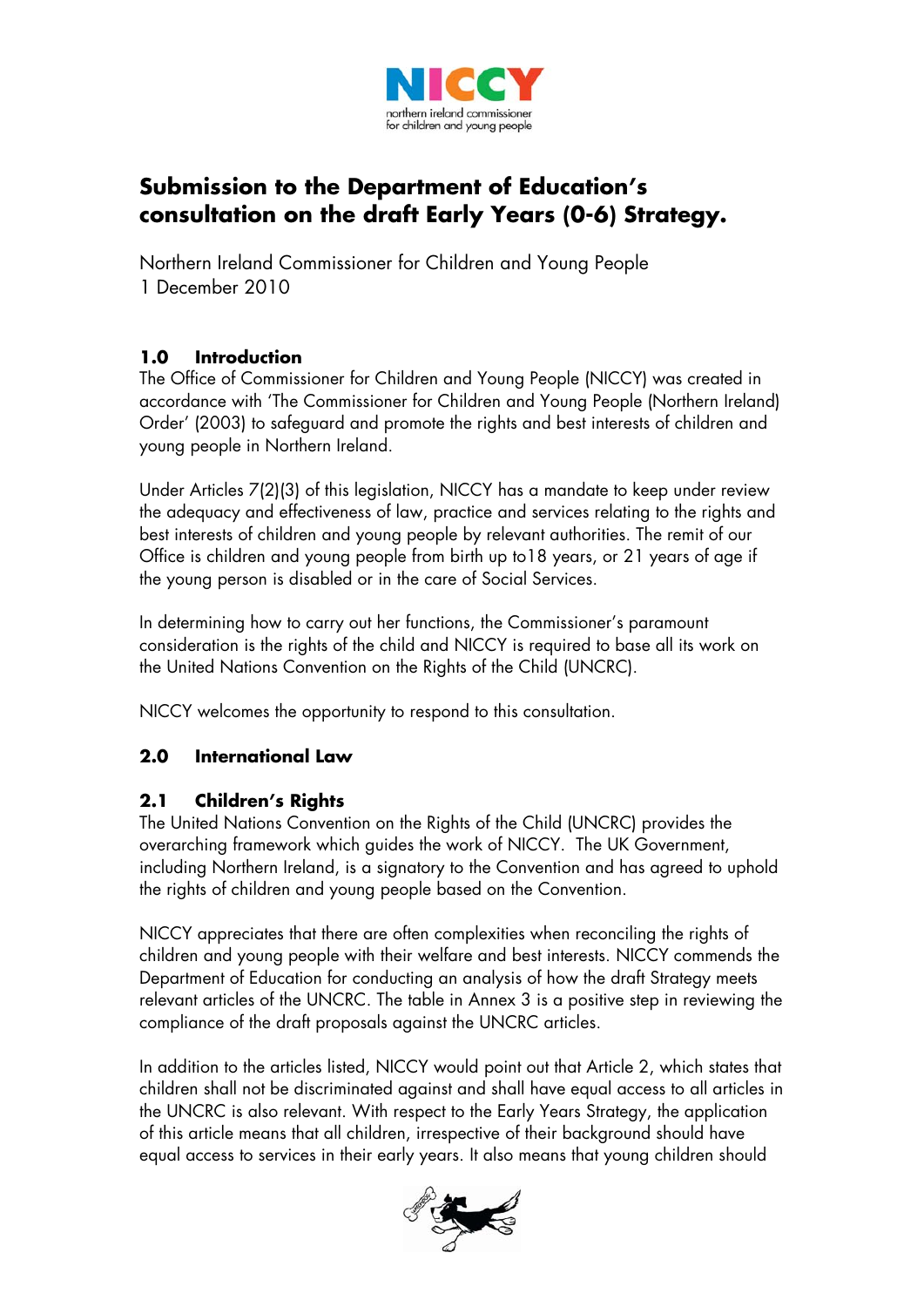# Submission to the Department of Education's consultation on the draft Early Years (0-6) Strategy.

Northern Ireland Commissioner for Children and Young People
1 December 2010

## 1.0 Introduction

The Office of Commissioner for Children and Young People (NICCY) was created in accordance with 'The Commissioner for Children and Young People (Northern Ireland) Order' (2003) to safeguard and promote the rights and best interests of children and young people in Northern Ireland.

Under Articles 7(2)(3) of this legislation, NICCY has a mandate to keep under review the adequacy and effectiveness of law, practice and services relating to the rights and best interests of children and young people by relevant authorities. The remit of our Office is children and young people from birth up to18 years, or 21 years of age if the young person is disabled or in the care of Social Services.

In determining how to carry out her functions, the Commissioner's paramount consideration is the rights of the child and NICCY is required to base all its work on the United Nations Convention on the Rights of the Child (UNCRC).

NICCY welcomes the opportunity to respond to this consultation.

## 2.0 International Law

### 2.1 Children's Rights

The United Nations Convention on the Rights of the Child (UNCRC) provides the overarching framework which guides the work of NICCY. The UK Government, including Northern Ireland, is a signatory to the Convention and has agreed to uphold the rights of children and young people based on the Convention.

NICCY appreciates that there are often complexities when reconciling the rights of children and young people with their welfare and best interests. NICCY commends the Department of Education for conducting an analysis of how the draft Strategy meets relevant articles of the UNCRC. The table in Annex 3 is a positive step in reviewing the compliance of the draft proposals against the UNCRC articles.

In addition to the articles listed, NICCY would point out that Article 2, which states that children shall not be discriminated against and shall have equal access to all articles in the UNCRC is also relevant. With respect to the Early Years Strategy, the application of this article means that all children, irrespective of their background should have equal access to services in their early years. It also means that young children should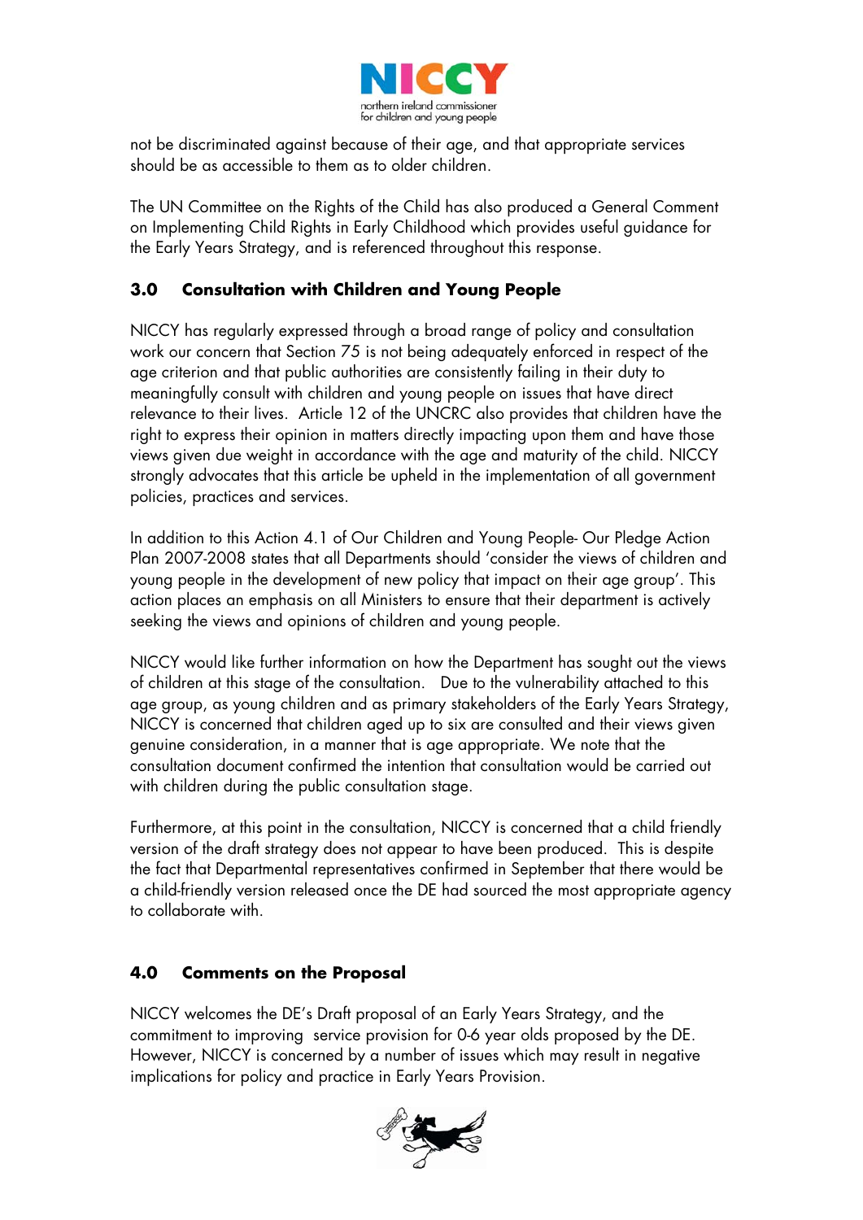not be discriminated against because of their age, and that appropriate services should be as accessible to them as to older children.

The UN Committee on the Rights of the Child has also produced a General Comment on Implementing Child Rights in Early Childhood which provides useful guidance for the Early Years Strategy, and is referenced throughout this response.

## 3.0 Consultation with Children and Young People

NICCY has regularly expressed through a broad range of policy and consultation work our concern that Section 75 is not being adequately enforced in respect of the age criterion and that public authorities are consistently failing in their duty to meaningfully consult with children and young people on issues that have direct relevance to their lives. Article 12 of the UNCRC also provides that children have the right to express their opinion in matters directly impacting upon them and have those views given due weight in accordance with the age and maturity of the child. NICCY strongly advocates that this article be upheld in the implementation of all government policies, practices and services.

In addition to this Action 4.1 of Our Children and Young People- Our Pledge Action Plan 2007-2008 states that all Departments should 'consider the views of children and young people in the development of new policy that impact on their age group'. This action places an emphasis on all Ministers to ensure that their department is actively seeking the views and opinions of children and young people.

NICCY would like further information on how the Department has sought out the views of children at this stage of the consultation. Due to the vulnerability attached to this age group, as young children and as primary stakeholders of the Early Years Strategy, NICCY is concerned that children aged up to six are consulted and their views given genuine consideration, in a manner that is age appropriate. We note that the consultation document confirmed the intention that consultation would be carried out with children during the public consultation stage.

Furthermore, at this point in the consultation, NICCY is concerned that a child friendly version of the draft strategy does not appear to have been produced. This is despite the fact that Departmental representatives confirmed in September that there would be a child-friendly version released once the DE had sourced the most appropriate agency to collaborate with.

## 4.0 Comments on the Proposal

NICCY welcomes the DE's Draft proposal of an Early Years Strategy, and the commitment to improving service provision for 0-6 year olds proposed by the DE. However, NICCY is concerned by a number of issues which may result in negative implications for policy and practice in Early Years Provision.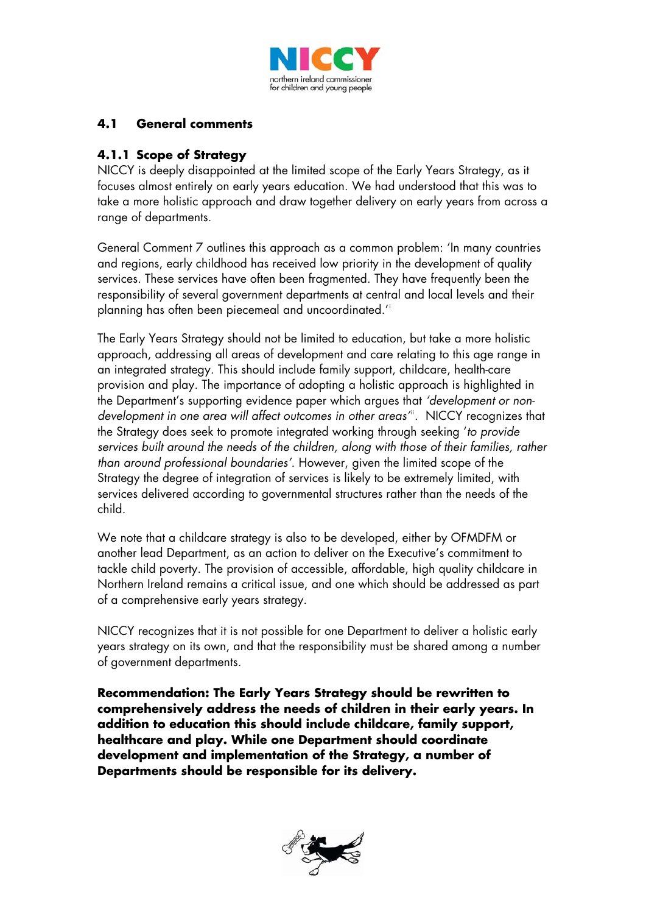## 4.1 General comments

### 4.1.1 Scope of Strategy

NICCY is deeply disappointed at the limited scope of the Early Years Strategy, as it focuses almost entirely on early years education. We had understood that this was to take a more holistic approach and draw together delivery on early years from across a range of departments.

General Comment 7 outlines this approach as a common problem: 'In many countries and regions, early childhood has received low priority in the development of quality services. These services have often been fragmented. They have frequently been the responsibility of several government departments at central and local levels and their planning has often been piecemeal and uncoordinated.'[i]

The Early Years Strategy should not be limited to education, but take a more holistic approach, addressing all areas of development and care relating to this age range in an integrated strategy. This should include family support, childcare, health-care provision and play. The importance of adopting a holistic approach is highlighted in the Department's supporting evidence paper which argues that *'development or non-development in one area will affect outcomes in other areas'*[ii]. NICCY recognizes that the Strategy does seek to promote integrated working through seeking '*to provide services built around the needs of the children, along with those of their families, rather than around professional boundaries'*. However, given the limited scope of the Strategy the degree of integration of services is likely to be extremely limited, with services delivered according to governmental structures rather than the needs of the child.

We note that a childcare strategy is also to be developed, either by OFMDFM or another lead Department, as an action to deliver on the Executive's commitment to tackle child poverty. The provision of accessible, affordable, high quality childcare in Northern Ireland remains a critical issue, and one which should be addressed as part of a comprehensive early years strategy.

NICCY recognizes that it is not possible for one Department to deliver a holistic early years strategy on its own, and that the responsibility must be shared among a number of government departments.

**Recommendation: The Early Years Strategy should be rewritten to comprehensively address the needs of children in their early years. In addition to education this should include childcare, family support, healthcare and play. While one Department should coordinate development and implementation of the Strategy, a number of Departments should be responsible for its delivery.**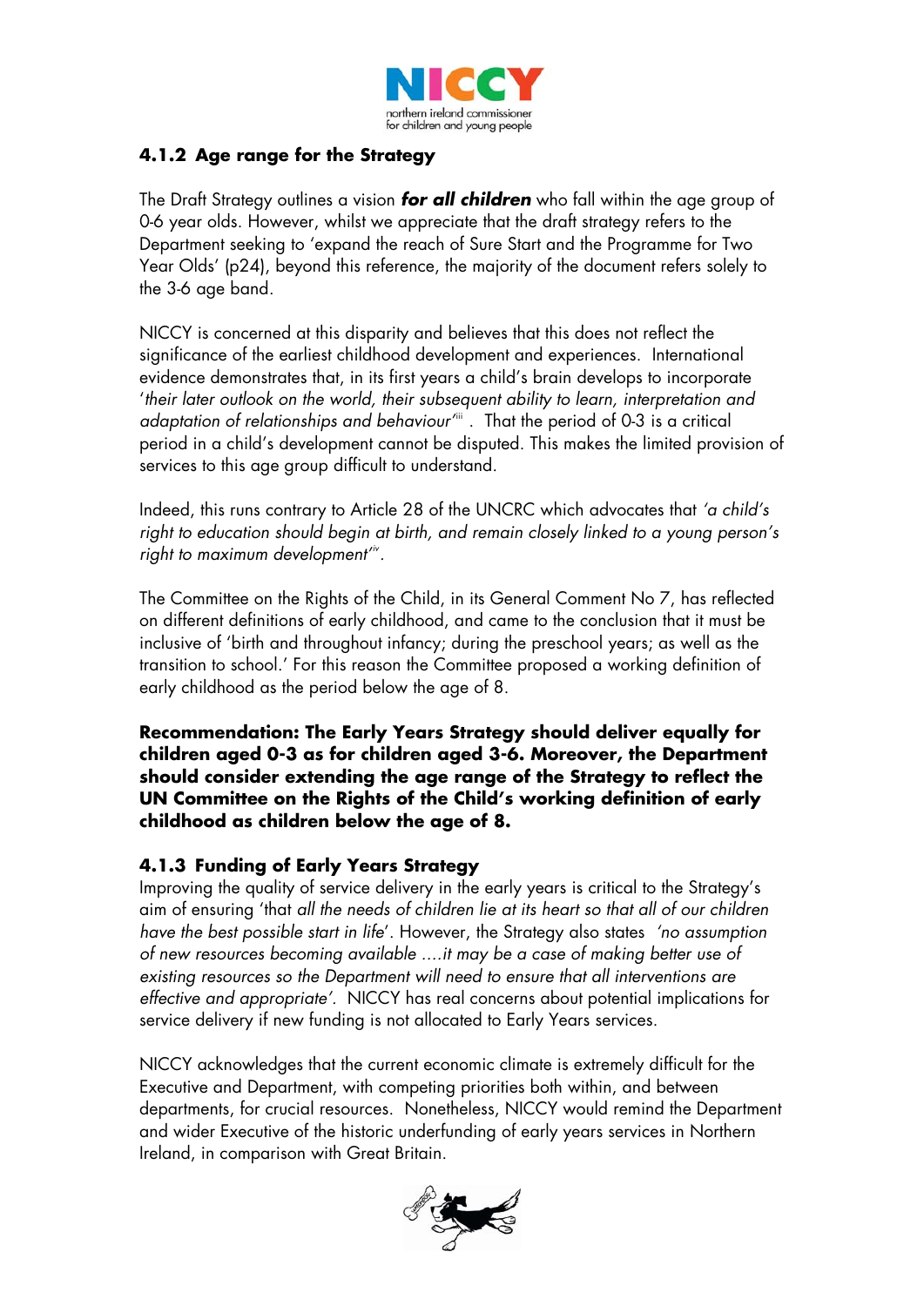### 4.1.2 Age range for the Strategy

The Draft Strategy outlines a vision ***for all children*** who fall within the age group of 0-6 year olds. However, whilst we appreciate that the draft strategy refers to the Department seeking to 'expand the reach of Sure Start and the Programme for Two Year Olds' (p24), beyond this reference, the majority of the document refers solely to the 3-6 age band.

NICCY is concerned at this disparity and believes that this does not reflect the significance of the earliest childhood development and experiences. International evidence demonstrates that, in its first years a child's brain develops to incorporate '*their later outlook on the world, their subsequent ability to learn, interpretation and adaptation of relationships and behaviour*'[iii] . That the period of 0-3 is a critical period in a child's development cannot be disputed. This makes the limited provision of services to this age group difficult to understand.

Indeed, this runs contrary to Article 28 of the UNCRC which advocates that *'a child's right to education should begin at birth, and remain closely linked to a young person's right to maximum development'*[iv].

The Committee on the Rights of the Child, in its General Comment No 7, has reflected on different definitions of early childhood, and came to the conclusion that it must be inclusive of 'birth and throughout infancy; during the preschool years; as well as the transition to school.' For this reason the Committee proposed a working definition of early childhood as the period below the age of 8.

**Recommendation: The Early Years Strategy should deliver equally for children aged 0-3 as for children aged 3-6. Moreover, the Department should consider extending the age range of the Strategy to reflect the UN Committee on the Rights of the Child's working definition of early childhood as children below the age of 8.**

### 4.1.3 Funding of Early Years Strategy

Improving the quality of service delivery in the early years is critical to the Strategy's aim of ensuring 'that *all the needs of children lie at its heart so that all of our children have the best possible start in life*'. However, the Strategy also states *'no assumption of new resources becoming available ....it may be a case of making better use of existing resources so the Department will need to ensure that all interventions are effective and appropriate'.* NICCY has real concerns about potential implications for service delivery if new funding is not allocated to Early Years services.

NICCY acknowledges that the current economic climate is extremely difficult for the Executive and Department, with competing priorities both within, and between departments, for crucial resources. Nonetheless, NICCY would remind the Department and wider Executive of the historic underfunding of early years services in Northern Ireland, in comparison with Great Britain.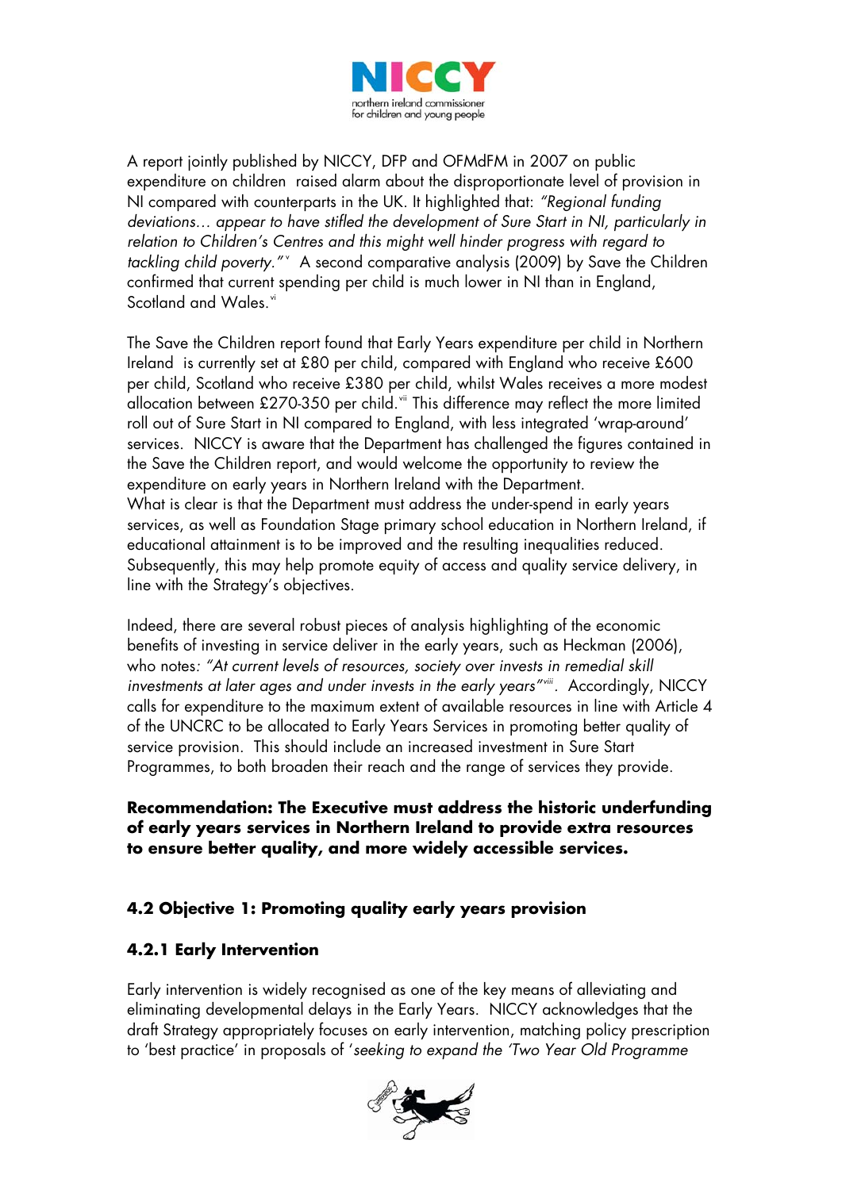A report jointly published by NICCY, DFP and OFMdFM in 2007 on public expenditure on children raised alarm about the disproportionate level of provision in NI compared with counterparts in the UK. It highlighted that: *"Regional funding deviations… appear to have stifled the development of Sure Start in NI, particularly in relation to Children's Centres and this might well hinder progress with regard to tackling child poverty."*[v] A second comparative analysis (2009) by Save the Children confirmed that current spending per child is much lower in NI than in England, Scotland and Wales.[vi]

The Save the Children report found that Early Years expenditure per child in Northern Ireland is currently set at £80 per child, compared with England who receive £600 per child, Scotland who receive £380 per child, whilst Wales receives a more modest allocation between £270-350 per child.[vii] This difference may reflect the more limited roll out of Sure Start in NI compared to England, with less integrated 'wrap-around' services. NICCY is aware that the Department has challenged the figures contained in the Save the Children report, and would welcome the opportunity to review the expenditure on early years in Northern Ireland with the Department.
What is clear is that the Department must address the under-spend in early years services, as well as Foundation Stage primary school education in Northern Ireland, if educational attainment is to be improved and the resulting inequalities reduced. Subsequently, this may help promote equity of access and quality service delivery, in line with the Strategy's objectives.

Indeed, there are several robust pieces of analysis highlighting of the economic benefits of investing in service deliver in the early years, such as Heckman (2006), who notes*: "At current levels of resources, society over invests in remedial skill investments at later ages and under invests in the early years"*[viii]. Accordingly, NICCY calls for expenditure to the maximum extent of available resources in line with Article 4 of the UNCRC to be allocated to Early Years Services in promoting better quality of service provision. This should include an increased investment in Sure Start Programmes, to both broaden their reach and the range of services they provide.

**Recommendation: The Executive must address the historic underfunding of early years services in Northern Ireland to provide extra resources to ensure better quality, and more widely accessible services.**

## 4.2 Objective 1: Promoting quality early years provision

### 4.2.1 Early Intervention

Early intervention is widely recognised as one of the key means of alleviating and eliminating developmental delays in the Early Years. NICCY acknowledges that the draft Strategy appropriately focuses on early intervention, matching policy prescription to 'best practice' in proposals of '*seeking to expand the 'Two Year Old Programme*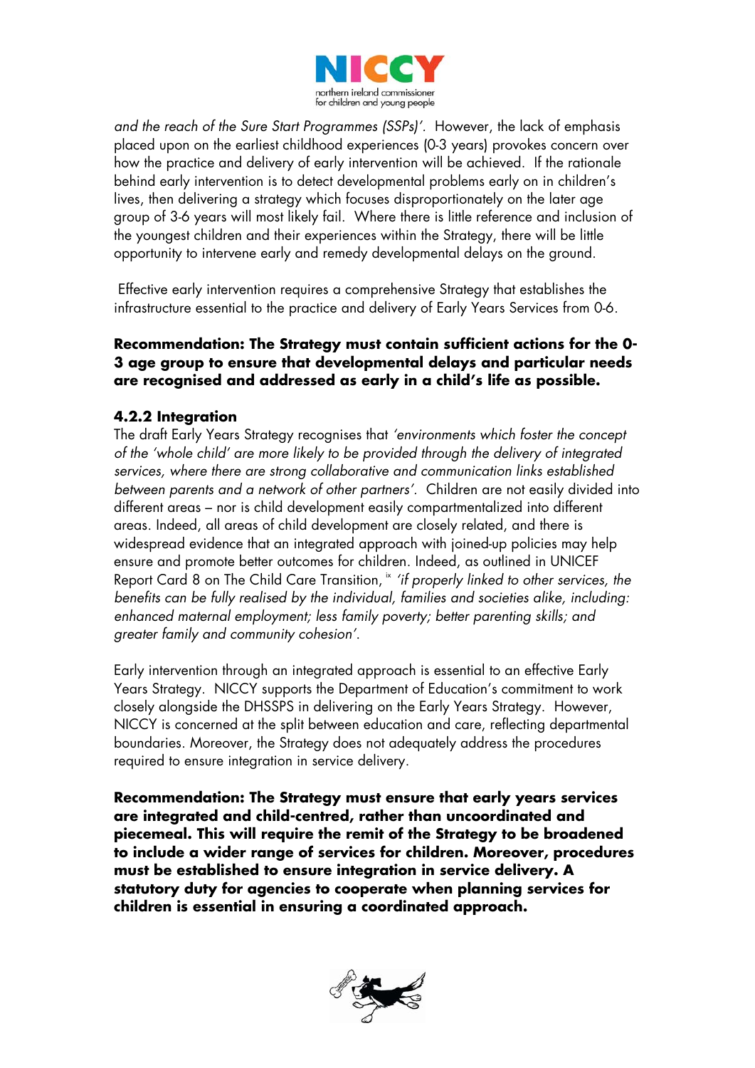*and the reach of the Sure Start Programmes (SSPs)'*. However, the lack of emphasis placed upon on the earliest childhood experiences (0-3 years) provokes concern over how the practice and delivery of early intervention will be achieved. If the rationale behind early intervention is to detect developmental problems early on in children's lives, then delivering a strategy which focuses disproportionately on the later age group of 3-6 years will most likely fail. Where there is little reference and inclusion of the youngest children and their experiences within the Strategy, there will be little opportunity to intervene early and remedy developmental delays on the ground.

Effective early intervention requires a comprehensive Strategy that establishes the infrastructure essential to the practice and delivery of Early Years Services from 0-6.

**Recommendation: The Strategy must contain sufficient actions for the 0-3 age group to ensure that developmental delays and particular needs are recognised and addressed as early in a child's life as possible.**

#### 4.2.2 Integration

The draft Early Years Strategy recognises that *'environments which foster the concept of the 'whole child' are more likely to be provided through the delivery of integrated services, where there are strong collaborative and communication links established between parents and a network of other partners'*. Children are not easily divided into different areas – nor is child development easily compartmentalized into different areas. Indeed, all areas of child development are closely related, and there is widespread evidence that an integrated approach with joined-up policies may help ensure and promote better outcomes for children. Indeed, as outlined in UNICEF Report Card 8 on The Child Care Transition,[ix] *'if properly linked to other services, the benefits can be fully realised by the individual, families and societies alike, including: enhanced maternal employment; less family poverty; better parenting skills; and greater family and community cohesion'*.

Early intervention through an integrated approach is essential to an effective Early Years Strategy. NICCY supports the Department of Education's commitment to work closely alongside the DHSSPS in delivering on the Early Years Strategy. However, NICCY is concerned at the split between education and care, reflecting departmental boundaries. Moreover, the Strategy does not adequately address the procedures required to ensure integration in service delivery.

**Recommendation: The Strategy must ensure that early years services are integrated and child-centred, rather than uncoordinated and piecemeal. This will require the remit of the Strategy to be broadened to include a wider range of services for children. Moreover, procedures must be established to ensure integration in service delivery. A statutory duty for agencies to cooperate when planning services for children is essential in ensuring a coordinated approach.**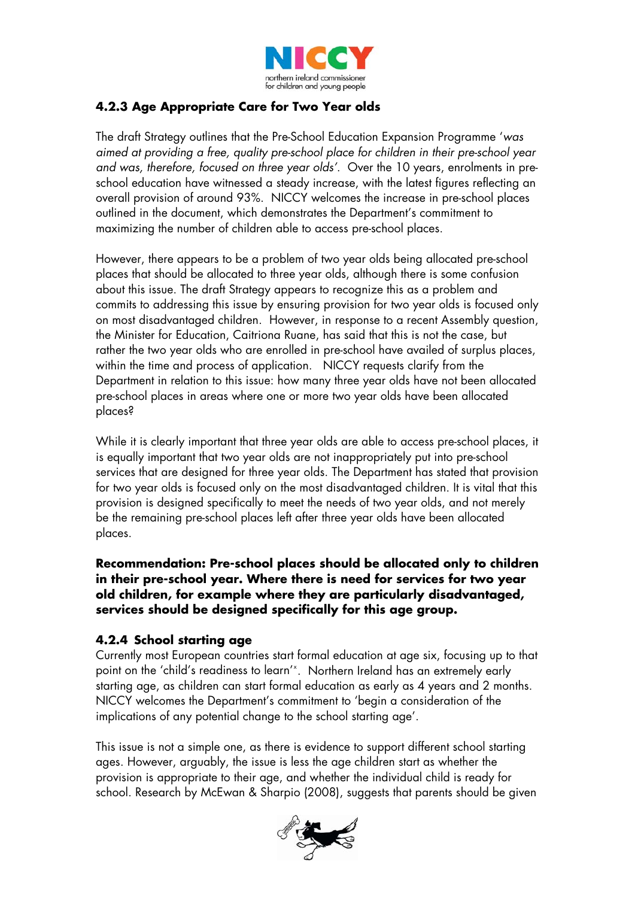### 4.2.3 Age Appropriate Care for Two Year olds

The draft Strategy outlines that the Pre-School Education Expansion Programme '*was aimed at providing a free, quality pre-school place for children in their pre-school year and was, therefore, focused on three year olds'*. Over the 10 years, enrolments in pre-school education have witnessed a steady increase, with the latest figures reflecting an overall provision of around 93%. NICCY welcomes the increase in pre-school places outlined in the document, which demonstrates the Department's commitment to maximizing the number of children able to access pre-school places.

However, there appears to be a problem of two year olds being allocated pre-school places that should be allocated to three year olds, although there is some confusion about this issue. The draft Strategy appears to recognize this as a problem and commits to addressing this issue by ensuring provision for two year olds is focused only on most disadvantaged children. However, in response to a recent Assembly question, the Minister for Education, Caitriona Ruane, has said that this is not the case, but rather the two year olds who are enrolled in pre-school have availed of surplus places, within the time and process of application. NICCY requests clarify from the Department in relation to this issue: how many three year olds have not been allocated pre-school places in areas where one or more two year olds have been allocated places?

While it is clearly important that three year olds are able to access pre-school places, it is equally important that two year olds are not inappropriately put into pre-school services that are designed for three year olds. The Department has stated that provision for two year olds is focused only on the most disadvantaged children. It is vital that this provision is designed specifically to meet the needs of two year olds, and not merely be the remaining pre-school places left after three year olds have been allocated places.

**Recommendation: Pre-school places should be allocated only to children in their pre-school year. Where there is need for services for two year old children, for example where they are particularly disadvantaged, services should be designed specifically for this age group.**

### 4.2.4 School starting age

Currently most European countries start formal education at age six, focusing up to that point on the 'child's readiness to learn'[x]. Northern Ireland has an extremely early starting age, as children can start formal education as early as 4 years and 2 months. NICCY welcomes the Department's commitment to 'begin a consideration of the implications of any potential change to the school starting age'.

This issue is not a simple one, as there is evidence to support different school starting ages. However, arguably, the issue is less the age children start as whether the provision is appropriate to their age, and whether the individual child is ready for school. Research by McEwan & Sharpio (2008), suggests that parents should be given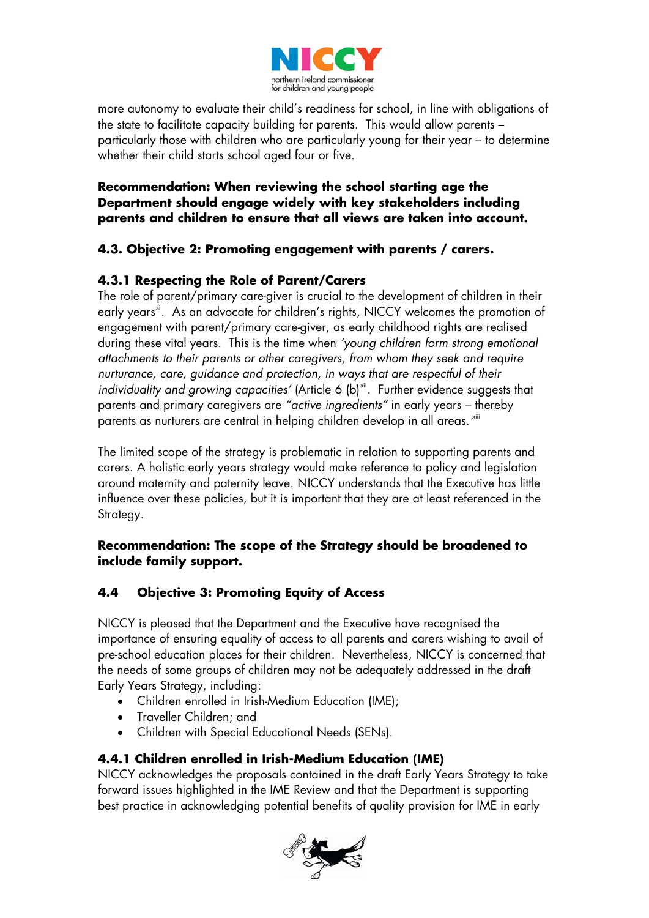more autonomy to evaluate their child's readiness for school, in line with obligations of the state to facilitate capacity building for parents. This would allow parents – particularly those with children who are particularly young for their year – to determine whether their child starts school aged four or five.

**Recommendation: When reviewing the school starting age the Department should engage widely with key stakeholders including parents and children to ensure that all views are taken into account.**

### 4.3. Objective 2: Promoting engagement with parents / carers.

#### 4.3.1 Respecting the Role of Parent/Carers

The role of parent/primary care-giver is crucial to the development of children in their early years[xi]. As an advocate for children's rights, NICCY welcomes the promotion of engagement with parent/primary care-giver, as early childhood rights are realised during these vital years. This is the time when *'young children form strong emotional attachments to their parents or other caregivers, from whom they seek and require nurturance, care, guidance and protection, in ways that are respectful of their individuality and growing capacities'* (Article 6 (b)[xii]. Further evidence suggests that parents and primary caregivers are *"active ingredients"* in early years – thereby parents as nurturers are central in helping children develop in all areas.[xiii]

The limited scope of the strategy is problematic in relation to supporting parents and carers. A holistic early years strategy would make reference to policy and legislation around maternity and paternity leave. NICCY understands that the Executive has little influence over these policies, but it is important that they are at least referenced in the Strategy.

**Recommendation: The scope of the Strategy should be broadened to include family support.**

### 4.4 Objective 3: Promoting Equity of Access

NICCY is pleased that the Department and the Executive have recognised the importance of ensuring equality of access to all parents and carers wishing to avail of pre-school education places for their children. Nevertheless, NICCY is concerned that the needs of some groups of children may not be adequately addressed in the draft Early Years Strategy, including:

- Children enrolled in Irish-Medium Education (IME);
- Traveller Children; and
- Children with Special Educational Needs (SENs).

#### 4.4.1 Children enrolled in Irish-Medium Education (IME)

NICCY acknowledges the proposals contained in the draft Early Years Strategy to take forward issues highlighted in the IME Review and that the Department is supporting best practice in acknowledging potential benefits of quality provision for IME in early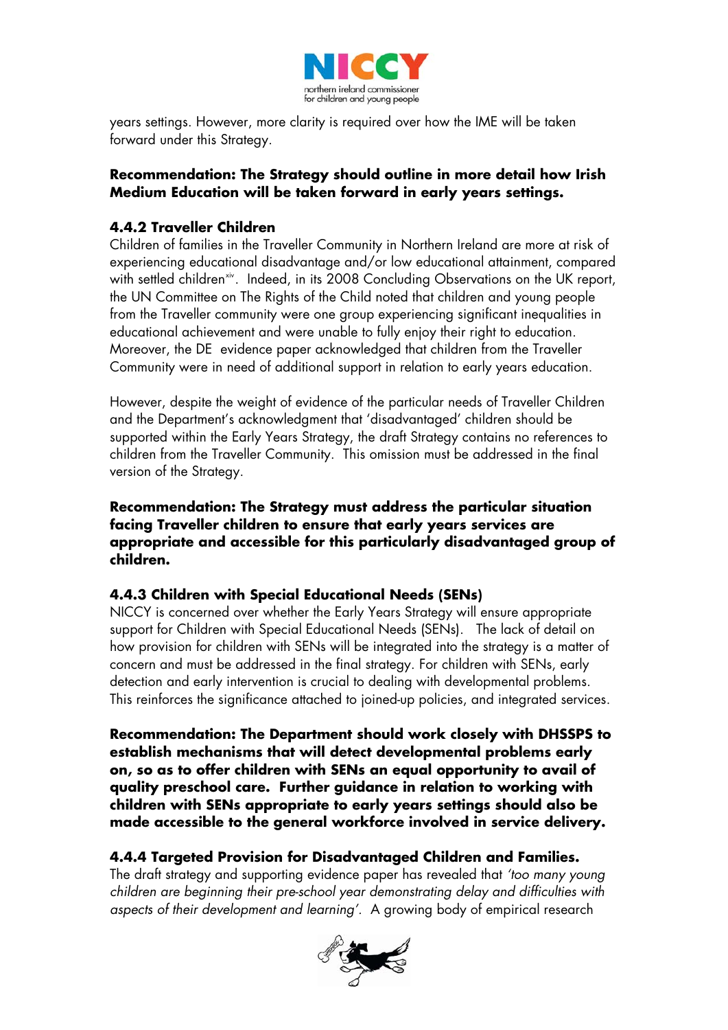years settings. However, more clarity is required over how the IME will be taken forward under this Strategy.

**Recommendation: The Strategy should outline in more detail how Irish Medium Education will be taken forward in early years settings.**

### 4.4.2 Traveller Children

Children of families in the Traveller Community in Northern Ireland are more at risk of experiencing educational disadvantage and/or low educational attainment, compared with settled children[xiv]. Indeed, in its 2008 Concluding Observations on the UK report, the UN Committee on The Rights of the Child noted that children and young people from the Traveller community were one group experiencing significant inequalities in educational achievement and were unable to fully enjoy their right to education. Moreover, the DE evidence paper acknowledged that children from the Traveller Community were in need of additional support in relation to early years education.

However, despite the weight of evidence of the particular needs of Traveller Children and the Department's acknowledgment that 'disadvantaged' children should be supported within the Early Years Strategy, the draft Strategy contains no references to children from the Traveller Community. This omission must be addressed in the final version of the Strategy.

**Recommendation: The Strategy must address the particular situation facing Traveller children to ensure that early years services are appropriate and accessible for this particularly disadvantaged group of children.**

### 4.4.3 Children with Special Educational Needs (SENs)

NICCY is concerned over whether the Early Years Strategy will ensure appropriate support for Children with Special Educational Needs (SENs). The lack of detail on how provision for children with SENs will be integrated into the strategy is a matter of concern and must be addressed in the final strategy. For children with SENs, early detection and early intervention is crucial to dealing with developmental problems. This reinforces the significance attached to joined-up policies, and integrated services.

**Recommendation: The Department should work closely with DHSSPS to establish mechanisms that will detect developmental problems early on, so as to offer children with SENs an equal opportunity to avail of quality preschool care. Further guidance in relation to working with children with SENs appropriate to early years settings should also be made accessible to the general workforce involved in service delivery.**

### 4.4.4 Targeted Provision for Disadvantaged Children and Families.

The draft strategy and supporting evidence paper has revealed that *'too many young children are beginning their pre-school year demonstrating delay and difficulties with aspects of their development and learning'*. A growing body of empirical research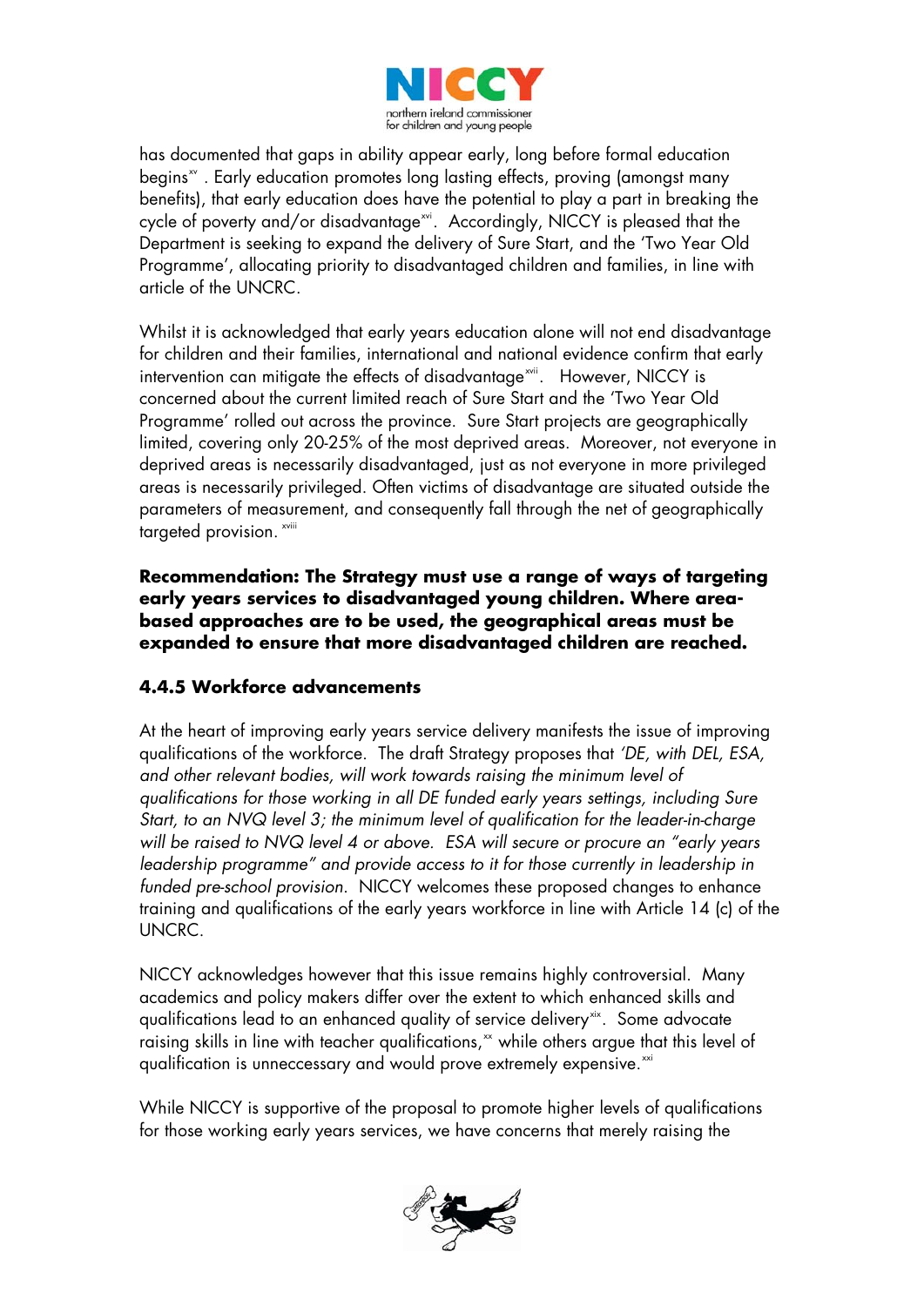has documented that gaps in ability appear early, long before formal education begins[xv] . Early education promotes long lasting effects, proving (amongst many benefits), that early education does have the potential to play a part in breaking the cycle of poverty and/or disadvantage[xvi]. Accordingly, NICCY is pleased that the Department is seeking to expand the delivery of Sure Start, and the 'Two Year Old Programme', allocating priority to disadvantaged children and families, in line with article of the UNCRC.

Whilst it is acknowledged that early years education alone will not end disadvantage for children and their families, international and national evidence confirm that early intervention can mitigate the effects of disadvantage[xvii]. However, NICCY is concerned about the current limited reach of Sure Start and the 'Two Year Old Programme' rolled out across the province. Sure Start projects are geographically limited, covering only 20-25% of the most deprived areas. Moreover, not everyone in deprived areas is necessarily disadvantaged, just as not everyone in more privileged areas is necessarily privileged. Often victims of disadvantage are situated outside the parameters of measurement, and consequently fall through the net of geographically targeted provision. [xviii]

**Recommendation: The Strategy must use a range of ways of targeting early years services to disadvantaged young children. Where area-based approaches are to be used, the geographical areas must be expanded to ensure that more disadvantaged children are reached.**

### 4.4.5 Workforce advancements

At the heart of improving early years service delivery manifests the issue of improving qualifications of the workforce. The draft Strategy proposes that *'DE, with DEL, ESA, and other relevant bodies, will work towards raising the minimum level of qualifications for those working in all DE funded early years settings, including Sure Start, to an NVQ level 3; the minimum level of qualification for the leader-in-charge will be raised to NVQ level 4 or above. ESA will secure or procure an "early years leadership programme" and provide access to it for those currently in leadership in funded pre-school provision.* NICCY welcomes these proposed changes to enhance training and qualifications of the early years workforce in line with Article 14 (c) of the UNCRC.

NICCY acknowledges however that this issue remains highly controversial. Many academics and policy makers differ over the extent to which enhanced skills and qualifications lead to an enhanced quality of service delivery[xix]. Some advocate raising skills in line with teacher qualifications,[xx] while others argue that this level of qualification is unneccessary and would prove extremely expensive.[xxi]

While NICCY is supportive of the proposal to promote higher levels of qualifications for those working early years services, we have concerns that merely raising the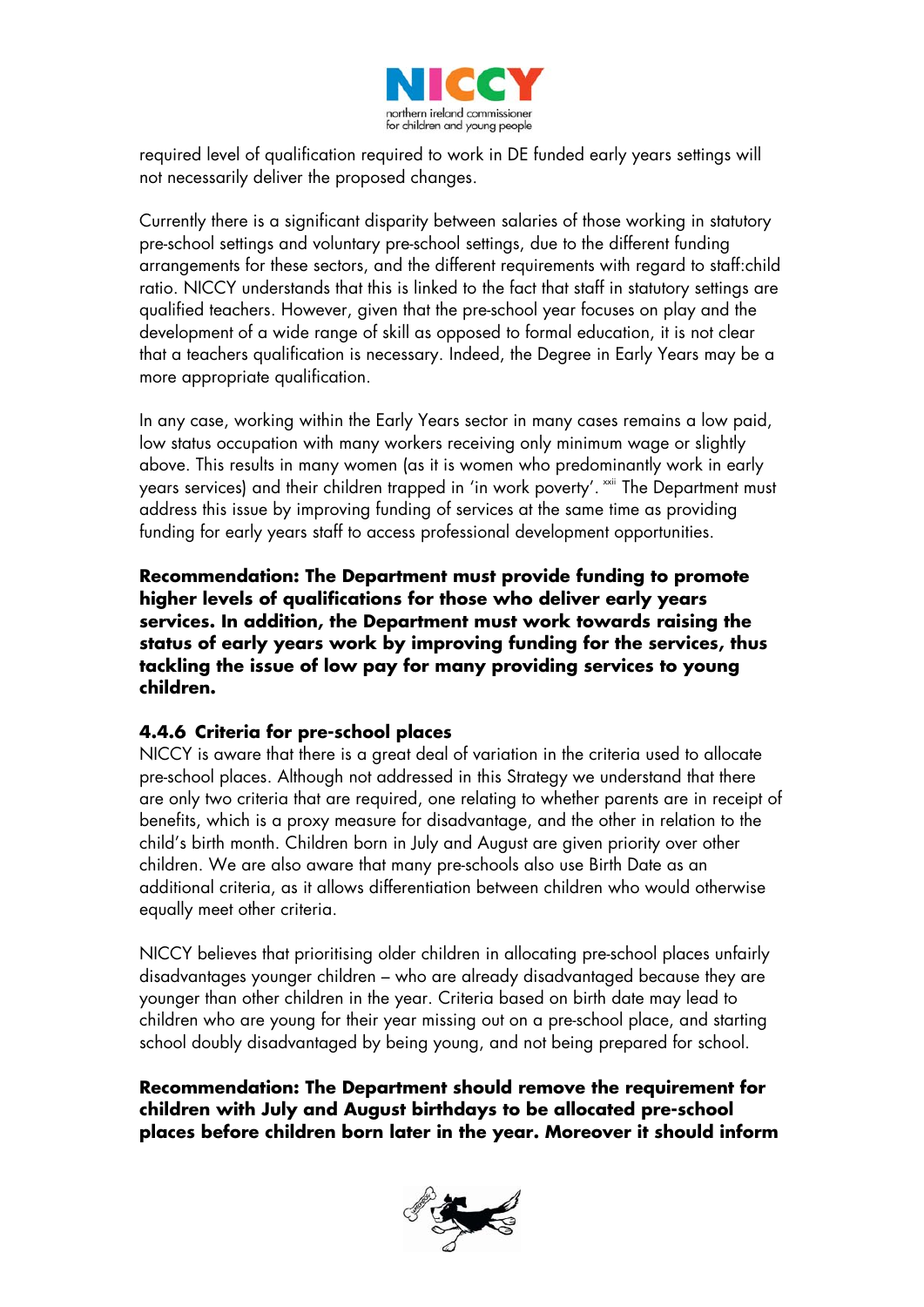required level of qualification required to work in DE funded early years settings will not necessarily deliver the proposed changes.

Currently there is a significant disparity between salaries of those working in statutory pre-school settings and voluntary pre-school settings, due to the different funding arrangements for these sectors, and the different requirements with regard to staff:child ratio. NICCY understands that this is linked to the fact that staff in statutory settings are qualified teachers. However, given that the pre-school year focuses on play and the development of a wide range of skill as opposed to formal education, it is not clear that a teachers qualification is necessary. Indeed, the Degree in Early Years may be a more appropriate qualification.

In any case, working within the Early Years sector in many cases remains a low paid, low status occupation with many workers receiving only minimum wage or slightly above. This results in many women (as it is women who predominantly work in early years services) and their children trapped in 'in work poverty'. [xxii] The Department must address this issue by improving funding of services at the same time as providing funding for early years staff to access professional development opportunities.

**Recommendation: The Department must provide funding to promote higher levels of qualifications for those who deliver early years services. In addition, the Department must work towards raising the status of early years work by improving funding for the services, thus tackling the issue of low pay for many providing services to young children.**

#### 4.4.6 Criteria for pre-school places

NICCY is aware that there is a great deal of variation in the criteria used to allocate pre-school places. Although not addressed in this Strategy we understand that there are only two criteria that are required, one relating to whether parents are in receipt of benefits, which is a proxy measure for disadvantage, and the other in relation to the child's birth month. Children born in July and August are given priority over other children. We are also aware that many pre-schools also use Birth Date as an additional criteria, as it allows differentiation between children who would otherwise equally meet other criteria.

NICCY believes that prioritising older children in allocating pre-school places unfairly disadvantages younger children – who are already disadvantaged because they are younger than other children in the year. Criteria based on birth date may lead to children who are young for their year missing out on a pre-school place, and starting school doubly disadvantaged by being young, and not being prepared for school.

**Recommendation: The Department should remove the requirement for children with July and August birthdays to be allocated pre-school places before children born later in the year. Moreover it should inform**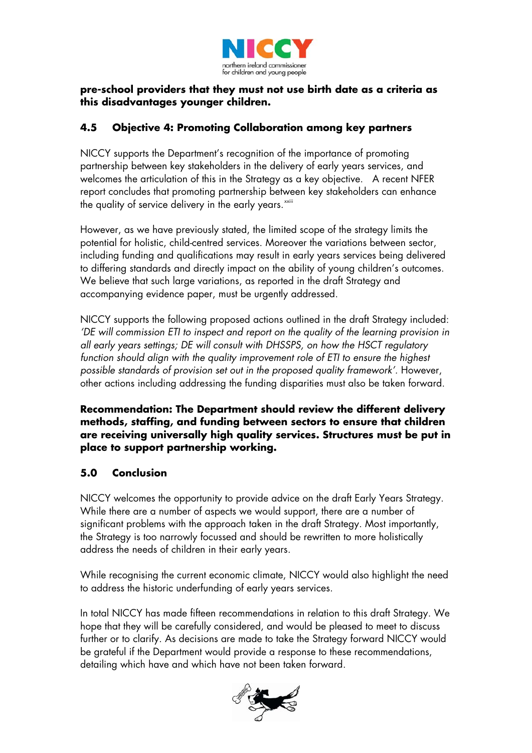**pre-school providers that they must not use birth date as a criteria as this disadvantages younger children.**

## 4.5 Objective 4: Promoting Collaboration among key partners

NICCY supports the Department's recognition of the importance of promoting partnership between key stakeholders in the delivery of early years services, and welcomes the articulation of this in the Strategy as a key objective. A recent NFER report concludes that promoting partnership between key stakeholders can enhance the quality of service delivery in the early years.[xxiii]

However, as we have previously stated, the limited scope of the strategy limits the potential for holistic, child-centred services. Moreover the variations between sector, including funding and qualifications may result in early years services being delivered to differing standards and directly impact on the ability of young children's outcomes. We believe that such large variations, as reported in the draft Strategy and accompanying evidence paper, must be urgently addressed.

NICCY supports the following proposed actions outlined in the draft Strategy included: *'DE will commission ETI to inspect and report on the quality of the learning provision in all early years settings; DE will consult with DHSSPS, on how the HSCT regulatory function should align with the quality improvement role of ETI to ensure the highest possible standards of provision set out in the proposed quality framework'*. However, other actions including addressing the funding disparities must also be taken forward.

**Recommendation: The Department should review the different delivery methods, staffing, and funding between sectors to ensure that children are receiving universally high quality services. Structures must be put in place to support partnership working.**

## 5.0 Conclusion

NICCY welcomes the opportunity to provide advice on the draft Early Years Strategy. While there are a number of aspects we would support, there are a number of significant problems with the approach taken in the draft Strategy. Most importantly, the Strategy is too narrowly focussed and should be rewritten to more holistically address the needs of children in their early years.

While recognising the current economic climate, NICCY would also highlight the need to address the historic underfunding of early years services.

In total NICCY has made fifteen recommendations in relation to this draft Strategy. We hope that they will be carefully considered, and would be pleased to meet to discuss further or to clarify. As decisions are made to take the Strategy forward NICCY would be grateful if the Department would provide a response to these recommendations, detailing which have and which have not been taken forward.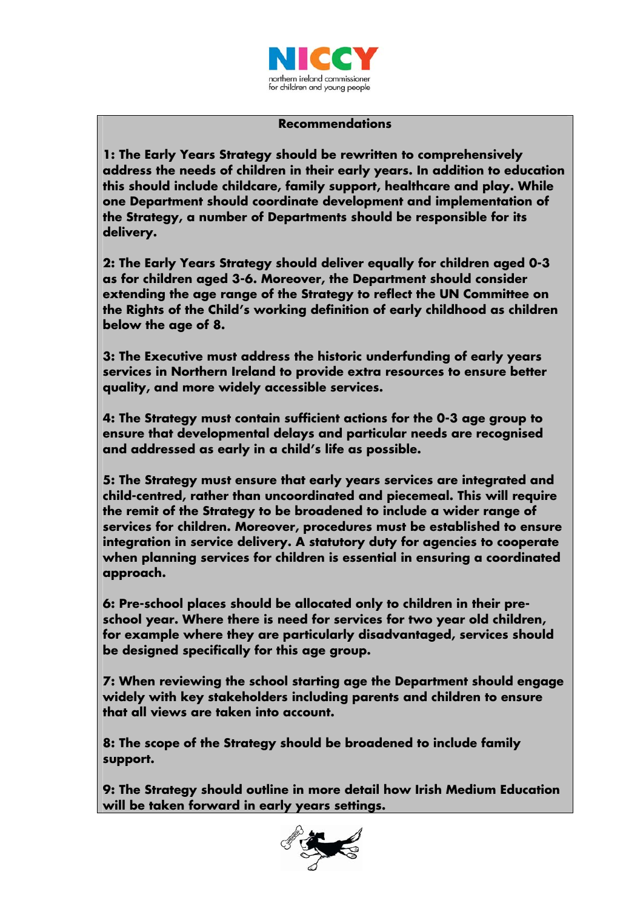**Recommendations**

**1: The Early Years Strategy should be rewritten to comprehensively address the needs of children in their early years. In addition to education this should include childcare, family support, healthcare and play. While one Department should coordinate development and implementation of the Strategy, a number of Departments should be responsible for its delivery.**

**2: The Early Years Strategy should deliver equally for children aged 0-3 as for children aged 3-6. Moreover, the Department should consider extending the age range of the Strategy to reflect the UN Committee on the Rights of the Child's working definition of early childhood as children below the age of 8.**

**3: The Executive must address the historic underfunding of early years services in Northern Ireland to provide extra resources to ensure better quality, and more widely accessible services.**

**4: The Strategy must contain sufficient actions for the 0-3 age group to ensure that developmental delays and particular needs are recognised and addressed as early in a child's life as possible.**

**5: The Strategy must ensure that early years services are integrated and child-centred, rather than uncoordinated and piecemeal. This will require the remit of the Strategy to be broadened to include a wider range of services for children. Moreover, procedures must be established to ensure integration in service delivery. A statutory duty for agencies to cooperate when planning services for children is essential in ensuring a coordinated approach.**

**6: Pre-school places should be allocated only to children in their pre-school year. Where there is need for services for two year old children, for example where they are particularly disadvantaged, services should be designed specifically for this age group.**

**7: When reviewing the school starting age the Department should engage widely with key stakeholders including parents and children to ensure that all views are taken into account.**

**8: The scope of the Strategy should be broadened to include family support.**

**9: The Strategy should outline in more detail how Irish Medium Education will be taken forward in early years settings.**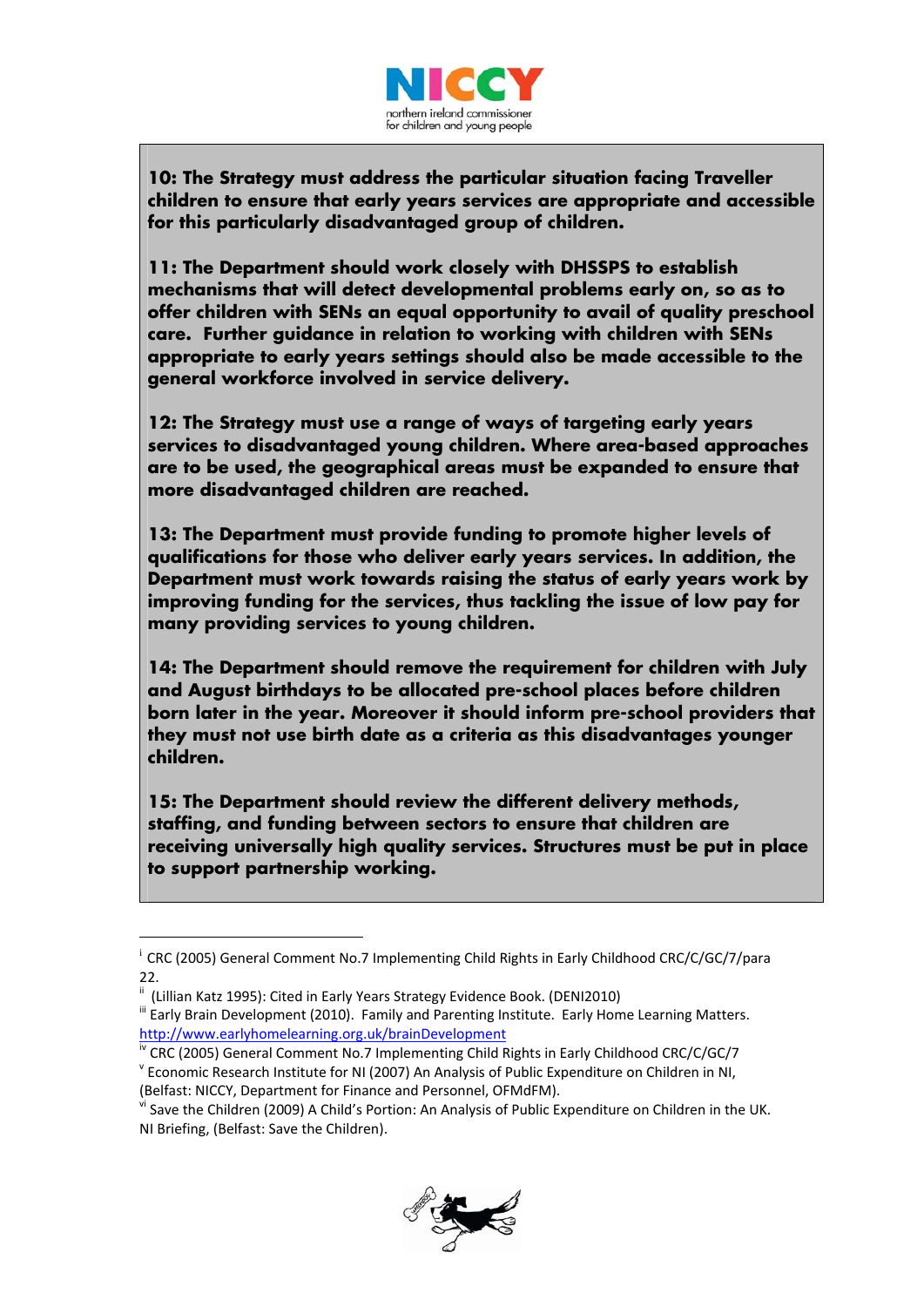**10: The Strategy must address the particular situation facing Traveller children to ensure that early years services are appropriate and accessible for this particularly disadvantaged group of children.**

**11: The Department should work closely with DHSSPS to establish mechanisms that will detect developmental problems early on, so as to offer children with SENs an equal opportunity to avail of quality preschool care. Further guidance in relation to working with children with SENs appropriate to early years settings should also be made accessible to the general workforce involved in service delivery.**

**12: The Strategy must use a range of ways of targeting early years services to disadvantaged young children. Where area-based approaches are to be used, the geographical areas must be expanded to ensure that more disadvantaged children are reached.**

**13: The Department must provide funding to promote higher levels of qualifications for those who deliver early years services. In addition, the Department must work towards raising the status of early years work by improving funding for the services, thus tackling the issue of low pay for many providing services to young children.**

**14: The Department should remove the requirement for children with July and August birthdays to be allocated pre-school places before children born later in the year. Moreover it should inform pre-school providers that they must not use birth date as a criteria as this disadvantages younger children.**

**15: The Department should review the different delivery methods, staffing, and funding between sectors to ensure that children are receiving universally high quality services. Structures must be put in place to support partnership working.**

---

[i] CRC (2005) General Comment No.7 Implementing Child Rights in Early Childhood CRC/C/GC/7/para 22.

[ii] (Lillian Katz 1995): Cited in Early Years Strategy Evidence Book. (DENI2010)

[iii] Early Brain Development (2010). Family and Parenting Institute. Early Home Learning Matters. http://www.earlyhomelearning.org.uk/brainDevelopment

[iv] CRC (2005) General Comment No.7 Implementing Child Rights in Early Childhood CRC/C/GC/7

[v] Economic Research Institute for NI (2007) An Analysis of Public Expenditure on Children in NI, (Belfast: NICCY, Department for Finance and Personnel, OFMdFM).

[vi] Save the Children (2009) A Child's Portion: An Analysis of Public Expenditure on Children in the UK. NI Briefing, (Belfast: Save the Children).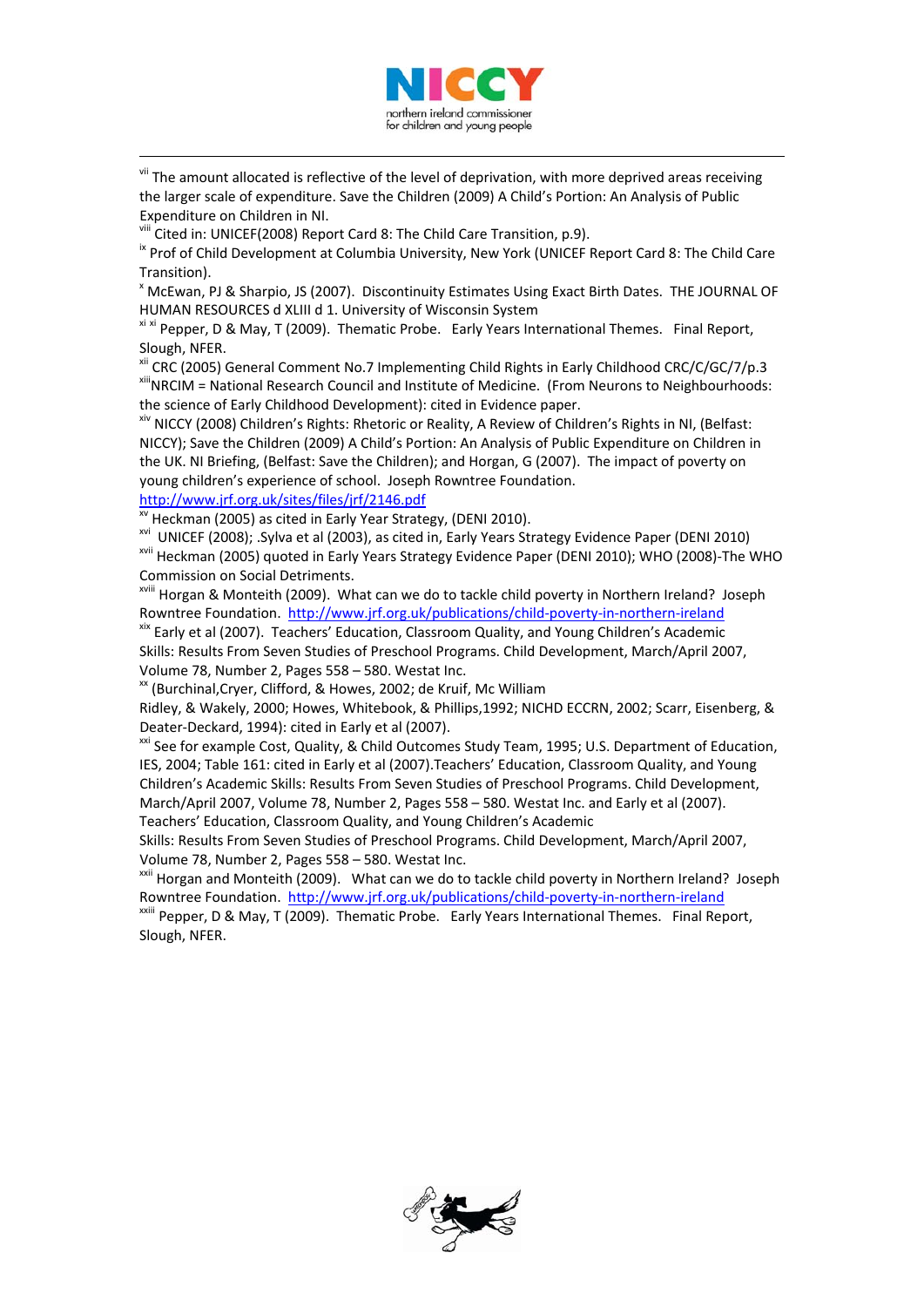[vii] The amount allocated is reflective of the level of deprivation, with more deprived areas receiving the larger scale of expenditure. Save the Children (2009) A Child's Portion: An Analysis of Public Expenditure on Children in NI.

[viii] Cited in: UNICEF(2008) Report Card 8: The Child Care Transition, p.9).

[ix] Prof of Child Development at Columbia University, New York (UNICEF Report Card 8: The Child Care Transition).

[x] McEwan, PJ & Sharpio, JS (2007). Discontinuity Estimates Using Exact Birth Dates. THE JOURNAL OF HUMAN RESOURCES d XLIII d 1. University of Wisconsin System

[xi xi] Pepper, D & May, T (2009). Thematic Probe. Early Years International Themes. Final Report, Slough, NFER.

[xii] CRC (2005) General Comment No.7 Implementing Child Rights in Early Childhood CRC/C/GC/7/p.3

[xiii]NRCIM = National Research Council and Institute of Medicine. (From Neurons to Neighbourhoods: the science of Early Childhood Development): cited in Evidence paper.

[xiv] NICCY (2008) Children's Rights: Rhetoric or Reality, A Review of Children's Rights in NI, (Belfast: NICCY); Save the Children (2009) A Child's Portion: An Analysis of Public Expenditure on Children in the UK. NI Briefing, (Belfast: Save the Children); and Horgan, G (2007). The impact of poverty on young children's experience of school. Joseph Rowntree Foundation. http://www.jrf.org.uk/sites/files/jrf/2146.pdf

[xv] Heckman (2005) as cited in Early Year Strategy, (DENI 2010).

[xvi] UNICEF (2008); .Sylva et al (2003), as cited in, Early Years Strategy Evidence Paper (DENI 2010)

[xvii] Heckman (2005) quoted in Early Years Strategy Evidence Paper (DENI 2010); WHO (2008)-The WHO Commission on Social Detriments.

[xviii] Horgan & Monteith (2009). What can we do to tackle child poverty in Northern Ireland? Joseph Rowntree Foundation. http://www.jrf.org.uk/publications/child-poverty-in-northern-ireland

[xix] Early et al (2007). Teachers' Education, Classroom Quality, and Young Children's Academic Skills: Results From Seven Studies of Preschool Programs. Child Development, March/April 2007, Volume 78, Number 2, Pages 558 – 580. Westat Inc.

[xx] (Burchinal,Cryer, Clifford, & Howes, 2002; de Kruif, Mc William Ridley, & Wakely, 2000; Howes, Whitebook, & Phillips,1992; NICHD ECCRN, 2002; Scarr, Eisenberg, & Deater-Deckard, 1994): cited in Early et al (2007).

[xxi] See for example Cost, Quality, & Child Outcomes Study Team, 1995; U.S. Department of Education, IES, 2004; Table 161: cited in Early et al (2007).Teachers' Education, Classroom Quality, and Young Children's Academic Skills: Results From Seven Studies of Preschool Programs. Child Development, March/April 2007, Volume 78, Number 2, Pages 558 – 580. Westat Inc. and Early et al (2007). Teachers' Education, Classroom Quality, and Young Children's Academic Skills: Results From Seven Studies of Preschool Programs. Child Development, March/April 2007, Volume 78, Number 2, Pages 558 – 580. Westat Inc.

[xxii] Horgan and Monteith (2009). What can we do to tackle child poverty in Northern Ireland? Joseph Rowntree Foundation. http://www.jrf.org.uk/publications/child-poverty-in-northern-ireland

[xxiii] Pepper, D & May, T (2009). Thematic Probe. Early Years International Themes. Final Report, Slough, NFER.